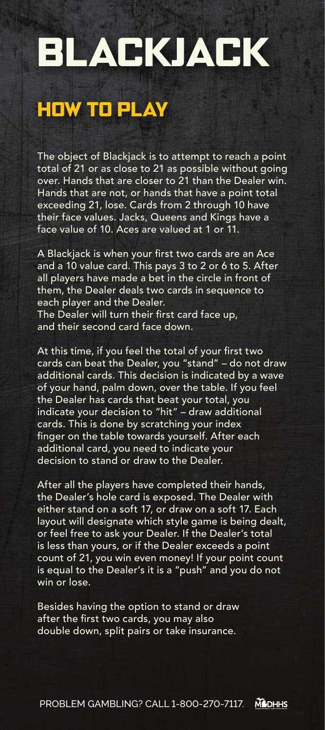# BLACKJACK

## HOW TO PLAY

The object of Blackjack is to attempt to reach a point total of 21 or as close to 21 as possible without going over. Hands that are closer to 21 than the Dealer win. Hands that are not, or hands that have a point total exceeding 21, lose. Cards from 2 through 10 have their face values. Jacks, Queens and Kings have a face value of 10. Aces are valued at 1 or 11.

A Blackjack is when your first two cards are an Ace and a 10 value card. This pays 3 to 2 or 6 to 5. After all players have made a bet in the circle in front of them, the Dealer deals two cards in sequence to each player and the Dealer.
The Dealer will turn their first card face up, and their second card face down.

At this time, if you feel the total of your first two cards can beat the Dealer, you "stand" – do not draw additional cards. This decision is indicated by a wave of your hand, palm down, over the table. If you feel the Dealer has cards that beat your total, you indicate your decision to "hit" – draw additional cards. This is done by scratching your index finger on the table towards yourself. After each additional card, you need to indicate your decision to stand or draw to the Dealer.

After all the players have completed their hands, the Dealer's hole card is exposed. The Dealer with either stand on a soft 17, or draw on a soft 17. Each layout will designate which style game is being dealt, or feel free to ask your Dealer. If the Dealer's total is less than yours, or if the Dealer exceeds a point count of 21, you win even money! If your point count is equal to the Dealer's it is a "push" and you do not win or lose.

Besides having the option to stand or draw after the first two cards, you may also double down, split pairs or take insurance.

PROBLEM GAMBLING? CALL 1-800-270-7117. MDHHS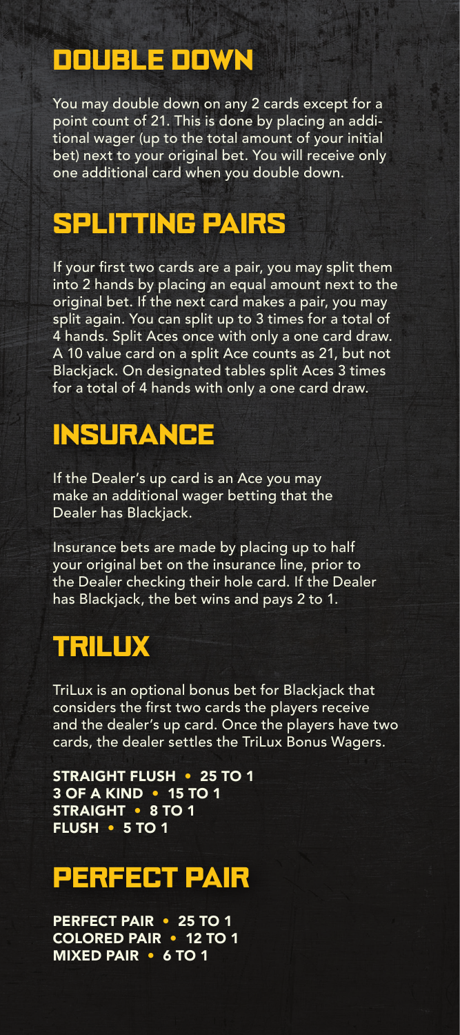## DOUBLE DOWN

You may double down on any 2 cards except for a point count of 21. This is done by placing an additional wager (up to the total amount of your initial bet) next to your original bet. You will receive only one additional card when you double down.

## SPLITTING PAIRS

If your first two cards are a pair, you may split them into 2 hands by placing an equal amount next to the original bet. If the next card makes a pair, you may split again. You can split up to 3 times for a total of 4 hands. Split Aces once with only a one card draw. A 10 value card on a split Ace counts as 21, but not Blackjack. On designated tables split Aces 3 times for a total of 4 hands with only a one card draw.

## INSURANCE

If the Dealer's up card is an Ace you may make an additional wager betting that the Dealer has Blackjack.

Insurance bets are made by placing up to half your original bet on the insurance line, prior to the Dealer checking their hole card. If the Dealer has Blackjack, the bet wins and pays 2 to 1.

## TRILUX

TriLux is an optional bonus bet for Blackjack that considers the first two cards the players receive and the dealer's up card. Once the players have two cards, the dealer settles the TriLux Bonus Wagers.

**STRAIGHT FLUSH • 25 TO 1**
**3 OF A KIND • 15 TO 1**
**STRAIGHT • 8 TO 1**
**FLUSH • 5 TO 1**

## PERFECT PAIR

**PERFECT PAIR • 25 TO 1**
**COLORED PAIR • 12 TO 1**
**MIXED PAIR • 6 TO 1**